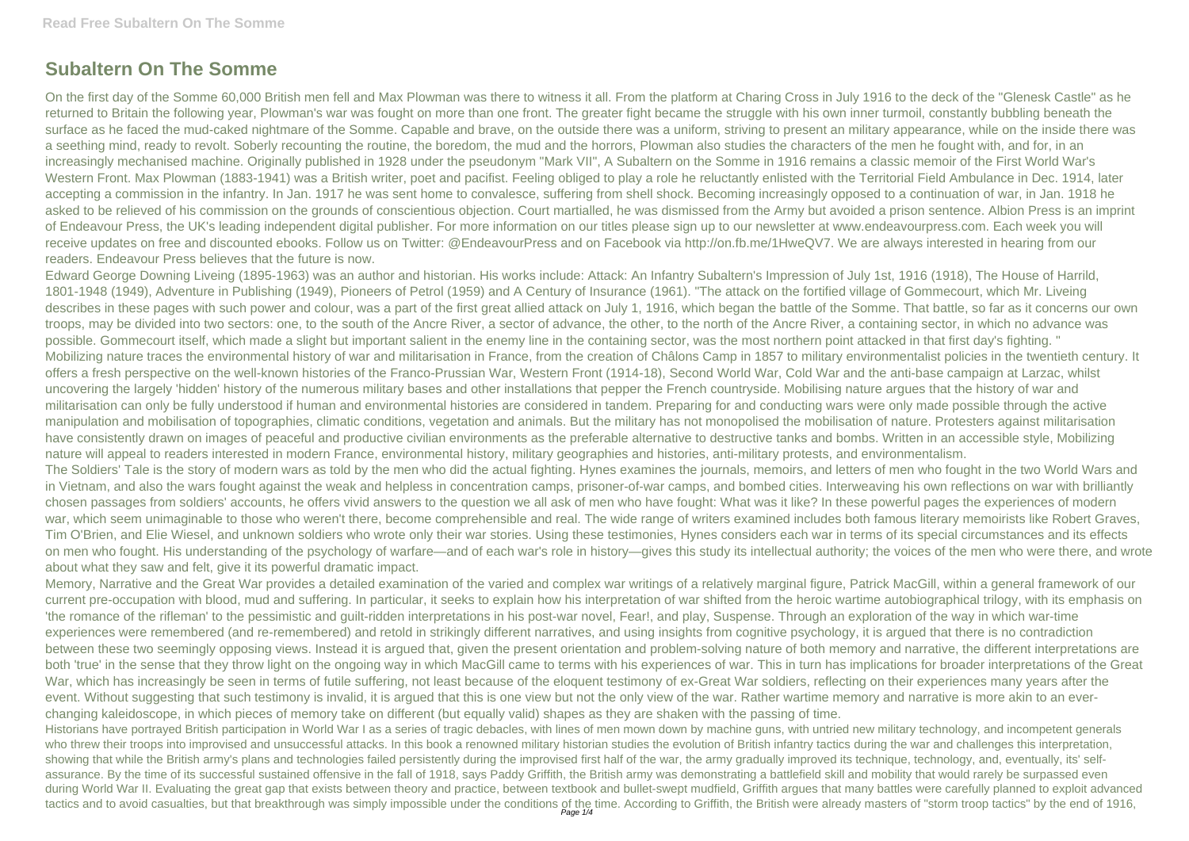# Subaltern On The Somme

On the first day of the Somme 60,000 British men fell and Max Plowman was there to witness it all. From the platform at Charing Cross in July 1916 to the deck of the "Glenesk Castle" as he returned to Britain the following year, Plowman's war was fought on more than one front. The greater fight became the struggle with his own inner turmoil, constantly bubbling beneath the surface as he faced the mud-caked nightmare of the Somme. Capable and brave, on the outside there was a uniform, striving to present an military appearance, while on the inside there was a seething mind, ready to revolt. Soberly recounting the routine, the boredom, the mud and the horrors, Plowman also studies the characters of the men he fought with, and for, in an increasingly mechanised machine. Originally published in 1928 under the pseudonym "Mark VII", A Subaltern on the Somme in 1916 remains a classic memoir of the First World War's Western Front. Max Plowman (1883-1941) was a British writer, poet and pacifist. Feeling obliged to play a role he reluctantly enlisted with the Territorial Field Ambulance in Dec. 1914, later accepting a commission in the infantry. In Jan. 1917 he was sent home to convalesce, suffering from shell shock. Becoming increasingly opposed to a continuation of war, in Jan. 1918 he asked to be relieved of his commission on the grounds of conscientious objection. Court martialled, he was dismissed from the Army but avoided a prison sentence. Albion Press is an imprint of Endeavour Press, the UK's leading independent digital publisher. For more information on our titles please sign up to our newsletter at www.endeavourpress.com. Each week you will receive updates on free and discounted ebooks. Follow us on Twitter: @EndeavourPress and on Facebook via http://on.fb.me/1HweQV7. We are always interested in hearing from our readers. Endeavour Press believes that the future is now.

Edward George Downing Liveing (1895-1963) was an author and historian. His works include: Attack: An Infantry Subaltern's Impression of July 1st, 1916 (1918), The House of Harrild, 1801-1948 (1949), Adventure in Publishing (1949), Pioneers of Petrol (1959) and A Century of Insurance (1961). "The attack on the fortified village of Gommecourt, which Mr. Liveing describes in these pages with such power and colour, was a part of the first great allied attack on July 1, 1916, which began the battle of the Somme. That battle, so far as it concerns our own troops, may be divided into two sectors: one, to the south of the Ancre River, a sector of advance, the other, to the north of the Ancre River, a containing sector, in which no advance was possible. Gommecourt itself, which made a slight but important salient in the enemy line in the containing sector, was the most northern point attacked in that first day's fighting. "

Mobilizing nature traces the environmental history of war and militarisation in France, from the creation of Châlons Camp in 1857 to military environmentalist policies in the twentieth century. It offers a fresh perspective on the well-known histories of the Franco-Prussian War, Western Front (1914-18), Second World War, Cold War and the anti-base campaign at Larzac, whilst uncovering the largely 'hidden' history of the numerous military bases and other installations that pepper the French countryside. Mobilising nature argues that the history of war and militarisation can only be fully understood if human and environmental histories are considered in tandem. Preparing for and conducting wars were only made possible through the active manipulation and mobilisation of topographies, climatic conditions, vegetation and animals. But the military has not monopolised the mobilisation of nature. Protesters against militarisation have consistently drawn on images of peaceful and productive civilian environments as the preferable alternative to destructive tanks and bombs. Written in an accessible style, Mobilizing nature will appeal to readers interested in modern France, environmental history, military geographies and histories, anti-military protests, and environmentalism.

The Soldiers' Tale is the story of modern wars as told by the men who did the actual fighting. Hynes examines the journals, memoirs, and letters of men who fought in the two World Wars and in Vietnam, and also the wars fought against the weak and helpless in concentration camps, prisoner-of-war camps, and bombed cities. Interweaving his own reflections on war with brilliantly chosen passages from soldiers' accounts, he offers vivid answers to the question we all ask of men who have fought: What was it like? In these powerful pages the experiences of modern war, which seem unimaginable to those who weren't there, become comprehensible and real. The wide range of writers examined includes both famous literary memoirists like Robert Graves, Tim O'Brien, and Elie Wiesel, and unknown soldiers who wrote only their war stories. Using these testimonies, Hynes considers each war in terms of its special circumstances and its effects on men who fought. His understanding of the psychology of warfare—and of each war's role in history—gives this study its intellectual authority; the voices of the men who were there, and wrote about what they saw and felt, give it its powerful dramatic impact.

Memory, Narrative and the Great War provides a detailed examination of the varied and complex war writings of a relatively marginal figure, Patrick MacGill, within a general framework of our current pre-occupation with blood, mud and suffering. In particular, it seeks to explain how his interpretation of war shifted from the heroic wartime autobiographical trilogy, with its emphasis on 'the romance of the rifleman' to the pessimistic and guilt-ridden interpretations in his post-war novel, Fear!, and play, Suspense. Through an exploration of the way in which war-time experiences were remembered (and re-remembered) and retold in strikingly different narratives, and using insights from cognitive psychology, it is argued that there is no contradiction between these two seemingly opposing views. Instead it is argued that, given the present orientation and problem-solving nature of both memory and narrative, the different interpretations are both 'true' in the sense that they throw light on the ongoing way in which MacGill came to terms with his experiences of war. This in turn has implications for broader interpretations of the Great War, which has increasingly be seen in terms of futile suffering, not least because of the eloquent testimony of ex-Great War soldiers, reflecting on their experiences many years after the event. Without suggesting that such testimony is invalid, it is argued that this is one view but not the only view of the war. Rather wartime memory and narrative is more akin to an ever-changing kaleidoscope, in which pieces of memory take on different (but equally valid) shapes as they are shaken with the passing of time.

Historians have portrayed British participation in World War I as a series of tragic debacles, with lines of men mown down by machine guns, with untried new military technology, and incompetent generals who threw their troops into improvised and unsuccessful attacks. In this book a renowned military historian studies the evolution of British infantry tactics during the war and challenges this interpretation, showing that while the British army's plans and technologies failed persistently during the improvised first half of the war, the army gradually improved its technique, technology, and, eventually, its' self-assurance. By the time of its successful sustained offensive in the fall of 1918, says Paddy Griffith, the British army was demonstrating a battlefield skill and mobility that would rarely be surpassed even during World War II. Evaluating the great gap that exists between theory and practice, between textbook and bullet-swept mudfield, Griffith argues that many battles were carefully planned to exploit advanced tactics and to avoid casualties, but that breakthrough was simply impossible under the conditions of the time. According to Griffith, the British were already masters of "storm troop tactics" by the end of 1916,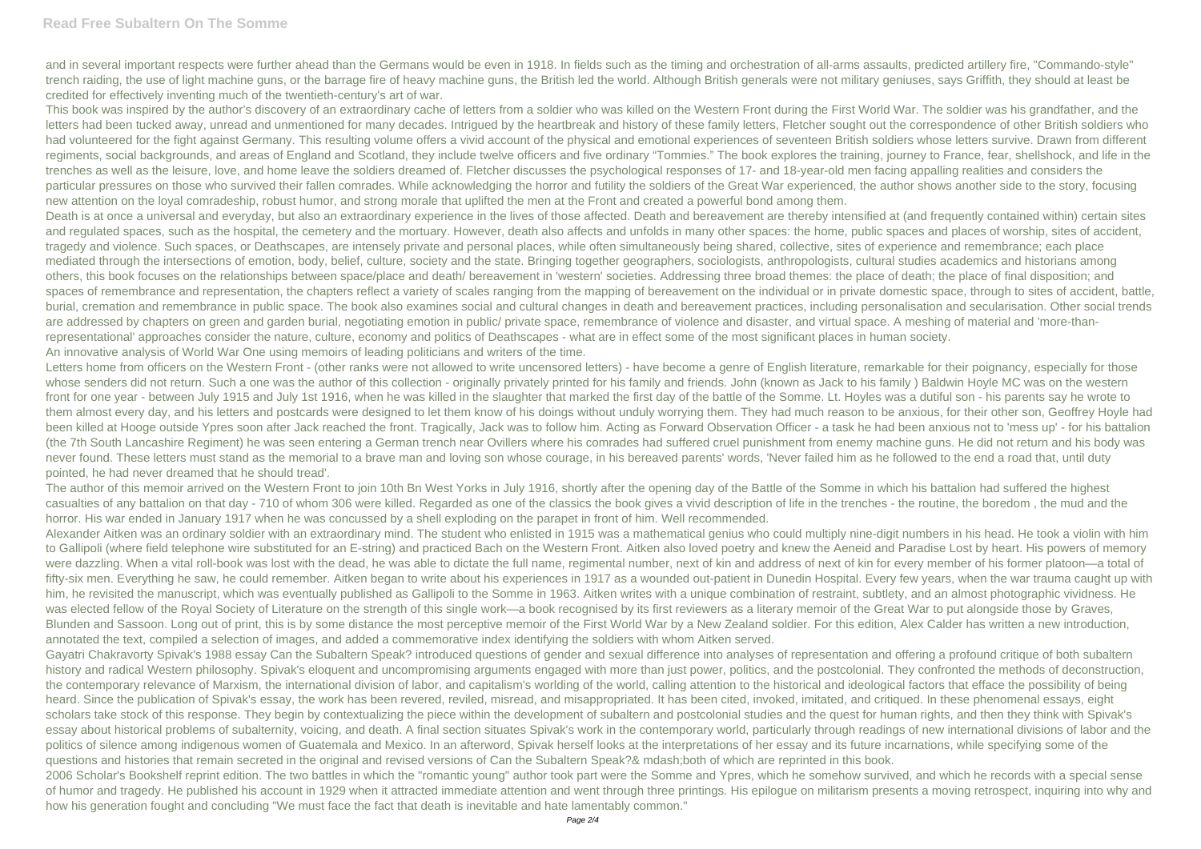and in several important respects were further ahead than the Germans would be even in 1918. In fields such as the timing and orchestration of all-arms assaults, predicted artillery fire, "Commando-style" trench raiding, the use of light machine guns, or the barrage fire of heavy machine guns, the British led the world. Although British generals were not military geniuses, says Griffith, they should at least be credited for effectively inventing much of the twentieth-century's art of war.

This book was inspired by the author's discovery of an extraordinary cache of letters from a soldier who was killed on the Western Front during the First World War. The soldier was his grandfather, and the letters had been tucked away, unread and unmentioned for many decades. Intrigued by the heartbreak and history of these family letters, Fletcher sought out the correspondence of other British soldiers who had volunteered for the fight against Germany. This resulting volume offers a vivid account of the physical and emotional experiences of seventeen British soldiers whose letters survive. Drawn from different regiments, social backgrounds, and areas of England and Scotland, they include twelve officers and five ordinary "Tommies." The book explores the training, journey to France, fear, shellshock, and life in the trenches as well as the leisure, love, and home leave the soldiers dreamed of. Fletcher discusses the psychological responses of 17- and 18-year-old men facing appalling realities and considers the particular pressures on those who survived their fallen comrades. While acknowledging the horror and futility the soldiers of the Great War experienced, the author shows another side to the story, focusing new attention on the loyal comradeship, robust humor, and strong morale that uplifted the men at the Front and created a powerful bond among them.

Death is at once a universal and everyday, but also an extraordinary experience in the lives of those affected. Death and bereavement are thereby intensified at (and frequently contained within) certain sites and regulated spaces, such as the hospital, the cemetery and the mortuary. However, death also affects and unfolds in many other spaces: the home, public spaces and places of worship, sites of accident, tragedy and violence. Such spaces, or Deathscapes, are intensely private and personal places, while often simultaneously being shared, collective, sites of experience and remembrance; each place mediated through the intersections of emotion, body, belief, culture, society and the state. Bringing together geographers, sociologists, anthropologists, cultural studies academics and historians among others, this book focuses on the relationships between space/place and death/ bereavement in 'western' societies. Addressing three broad themes: the place of death; the place of final disposition; and spaces of remembrance and representation, the chapters reflect a variety of scales ranging from the mapping of bereavement on the individual or in private domestic space, through to sites of accident, battle, burial, cremation and remembrance in public space. The book also examines social and cultural changes in death and bereavement practices, including personalisation and secularisation. Other social trends are addressed by chapters on green and garden burial, negotiating emotion in public/ private space, remembrance of violence and disaster, and virtual space. A meshing of material and 'more-than-representational' approaches consider the nature, culture, economy and politics of Deathscapes - what are in effect some of the most significant places in human society.

An innovative analysis of World War One using memoirs of leading politicians and writers of the time.

Letters home from officers on the Western Front - (other ranks were not allowed to write uncensored letters) - have become a genre of English literature, remarkable for their poignancy, especially for those whose senders did not return. Such a one was the author of this collection - originally privately printed for his family and friends. John (known as Jack to his family ) Baldwin Hoyle MC was on the western front for one year - between July 1915 and July 1st 1916, when he was killed in the slaughter that marked the first day of the battle of the Somme. Lt. Hoyles was a dutiful son - his parents say he wrote to them almost every day, and his letters and postcards were designed to let them know of his doings without unduly worrying them. They had much reason to be anxious, for their other son, Geoffrey Hoyle had been killed at Hooge outside Ypres soon after Jack reached the front. Tragically, Jack was to follow him. Acting as Forward Observation Officer - a task he had been anxious not to 'mess up' - for his battalion (the 7th South Lancashire Regiment) he was seen entering a German trench near Ovillers where his comrades had suffered cruel punishment from enemy machine guns. He did not return and his body was never found. These letters must stand as the memorial to a brave man and loving son whose courage, in his bereaved parents' words, 'Never failed him as he followed to the end a road that, until duty pointed, he had never dreamed that he should tread'.

The author of this memoir arrived on the Western Front to join 10th Bn West Yorks in July 1916, shortly after the opening day of the Battle of the Somme in which his battalion had suffered the highest casualties of any battalion on that day - 710 of whom 306 were killed. Regarded as one of the classics the book gives a vivid description of life in the trenches - the routine, the boredom , the mud and the horror. His war ended in January 1917 when he was concussed by a shell exploding on the parapet in front of him. Well recommended.

Alexander Aitken was an ordinary soldier with an extraordinary mind. The student who enlisted in 1915 was a mathematical genius who could multiply nine-digit numbers in his head. He took a violin with him to Gallipoli (where field telephone wire substituted for an E-string) and practiced Bach on the Western Front. Aitken also loved poetry and knew the Aeneid and Paradise Lost by heart. His powers of memory were dazzling. When a vital roll-book was lost with the dead, he was able to dictate the full name, regimental number, next of kin and address of next of kin for every member of his former platoon—a total of fifty-six men. Everything he saw, he could remember. Aitken began to write about his experiences in 1917 as a wounded out-patient in Dunedin Hospital. Every few years, when the war trauma caught up with him, he revisited the manuscript, which was eventually published as Gallipoli to the Somme in 1963. Aitken writes with a unique combination of restraint, subtlety, and an almost photographic vividness. He was elected fellow of the Royal Society of Literature on the strength of this single work—a book recognised by its first reviewers as a literary memoir of the Great War to put alongside those by Graves, Blunden and Sassoon. Long out of print, this is by some distance the most perceptive memoir of the First World War by a New Zealand soldier. For this edition, Alex Calder has written a new introduction, annotated the text, compiled a selection of images, and added a commemorative index identifying the soldiers with whom Aitken served.

Gayatri Chakravorty Spivak's 1988 essay Can the Subaltern Speak? introduced questions of gender and sexual difference into analyses of representation and offering a profound critique of both subaltern history and radical Western philosophy. Spivak's eloquent and uncompromising arguments engaged with more than just power, politics, and the postcolonial. They confronted the methods of deconstruction, the contemporary relevance of Marxism, the international division of labor, and capitalism's worlding of the world, calling attention to the historical and ideological factors that efface the possibility of being heard. Since the publication of Spivak's essay, the work has been revered, reviled, misread, and misappropriated. It has been cited, invoked, imitated, and critiqued. In these phenomenal essays, eight scholars take stock of this response. They begin by contextualizing the piece within the development of subaltern and postcolonial studies and the quest for human rights, and then they think with Spivak's essay about historical problems of subalternity, voicing, and death. A final section situates Spivak's work in the contemporary world, particularly through readings of new international divisions of labor and the politics of silence among indigenous women of Guatemala and Mexico. In an afterword, Spivak herself looks at the interpretations of her essay and its future incarnations, while specifying some of the questions and histories that remain secreted in the original and revised versions of Can the Subaltern Speak?& mdash;both of which are reprinted in this book.

2006 Scholar's Bookshelf reprint edition. The two battles in which the "romantic young" author took part were the Somme and Ypres, which he somehow survived, and which he records with a special sense of humor and tragedy. He published his account in 1929 when it attracted immediate attention and went through three printings. His epilogue on militarism presents a moving retrospect, inquiring into why and how his generation fought and concluding "We must face the fact that death is inevitable and hate lamentably common."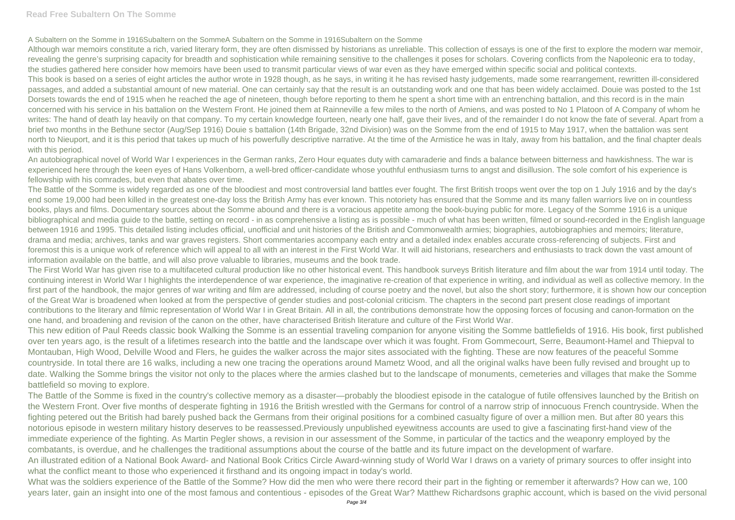A Subaltern on the Somme in 1916Subaltern on the SommeA Subaltern on the Somme in 1916Subaltern on the Somme

Although war memoirs constitute a rich, varied literary form, they are often dismissed by historians as unreliable. This collection of essays is one of the first to explore the modern war memoir, revealing the genre's surprising capacity for breadth and sophistication while remaining sensitive to the challenges it poses for scholars. Covering conflicts from the Napoleonic era to today, the studies gathered here consider how memoirs have been used to transmit particular views of war even as they have emerged within specific social and political contexts.

This book is based on a series of eight articles the author wrote in 1928 though, as he says, in writing it he has revised hasty judgements, made some rearrangement, rewritten ill-considered passages, and added a substantial amount of new material. One can certainly say that the result is an outstanding work and one that has been widely acclaimed. Douie was posted to the 1st Dorsets towards the end of 1915 when he reached the age of nineteen, though before reporting to them he spent a short time with an entrenching battalion, and this record is in the main concerned with his service in his battalion on the Western Front. He joined them at Rainneville a few miles to the north of Amiens, and was posted to No 1 Platoon of A Company of whom he writes: The hand of death lay heavily on that company. To my certain knowledge fourteen, nearly one half, gave their lives, and of the remainder I do not know the fate of several. Apart from a brief two months in the Bethune sector (Aug/Sep 1916) Douie s battalion (14th Brigade, 32nd Division) was on the Somme from the end of 1915 to May 1917, when the battalion was sent north to Nieuport, and it is this period that takes up much of his powerfully descriptive narrative. At the time of the Armistice he was in Italy, away from his battalion, and the final chapter deals with this period.

An autobiographical novel of World War I experiences in the German ranks, Zero Hour equates duty with camaraderie and finds a balance between bitterness and hawkishness. The war is experienced here through the keen eyes of Hans Volkenborn, a well-bred officer-candidate whose youthful enthusiasm turns to angst and disillusion. The sole comfort of his experience is fellowship with his comrades, but even that abates over time.

The Battle of the Somme is widely regarded as one of the bloodiest and most controversial land battles ever fought. The first British troops went over the top on 1 July 1916 and by the day's end some 19,000 had been killed in the greatest one-day loss the British Army has ever known. This notoriety has ensured that the Somme and its many fallen warriors live on in countless books, plays and films. Documentary sources about the Somme abound and there is a voracious appetite among the book-buying public for more. Legacy of the Somme 1916 is a unique bibliographical and media guide to the battle, setting on record - in as comprehensive a listing as is possible - much of what has been written, filmed or sound-recorded in the English language between 1916 and 1995. This detailed listing includes official, unofficial and unit histories of the British and Commonwealth armies; biographies, autobiographies and memoirs; literature, drama and media; archives, tanks and war graves registers. Short commentaries accompany each entry and a detailed index enables accurate cross-referencing of subjects. First and foremost this is a unique work of reference which will appeal to all with an interest in the First World War. It will aid historians, researchers and enthusiasts to track down the vast amount of information available on the battle, and will also prove valuable to libraries, museums and the book trade.

The First World War has given rise to a multifaceted cultural production like no other historical event. This handbook surveys British literature and film about the war from 1914 until today. The continuing interest in World War I highlights the interdependence of war experience, the imaginative re-creation of that experience in writing, and individual as well as collective memory. In the first part of the handbook, the major genres of war writing and film are addressed, including of course poetry and the novel, but also the short story; furthermore, it is shown how our conception of the Great War is broadened when looked at from the perspective of gender studies and post-colonial criticism. The chapters in the second part present close readings of important contributions to the literary and filmic representation of World War I in Great Britain. All in all, the contributions demonstrate how the opposing forces of focusing and canon-formation on the one hand, and broadening and revision of the canon on the other, have characterised British literature and culture of the First World War.

This new edition of Paul Reeds classic book Walking the Somme is an essential traveling companion for anyone visiting the Somme battlefields of 1916. His book, first published over ten years ago, is the result of a lifetimes research into the battle and the landscape over which it was fought. From Gommecourt, Serre, Beaumont-Hamel and Thiepval to Montauban, High Wood, Delville Wood and Flers, he guides the walker across the major sites associated with the fighting. These are now features of the peaceful Somme countryside. In total there are 16 walks, including a new one tracing the operations around Mametz Wood, and all the original walks have been fully revised and brought up to date. Walking the Somme brings the visitor not only to the places where the armies clashed but to the landscape of monuments, cemeteries and villages that make the Somme battlefield so moving to explore.

The Battle of the Somme is fixed in the country's collective memory as a disaster—probably the bloodiest episode in the catalogue of futile offensives launched by the British on the Western Front. Over five months of desperate fighting in 1916 the British wrestled with the Germans for control of a narrow strip of innocuous French countryside. When the fighting petered out the British had barely pushed back the Germans from their original positions for a combined casualty figure of over a million men. But after 80 years this notorious episode in western military history deserves to be reassessed.Previously unpublished eyewitness accounts are used to give a fascinating first-hand view of the immediate experience of the fighting. As Martin Pegler shows, a revision in our assessment of the Somme, in particular of the tactics and the weaponry employed by the combatants, is overdue, and he challenges the traditional assumptions about the course of the battle and its future impact on the development of warfare.

An illustrated edition of a National Book Award- and National Book Critics Circle Award-winning study of World War I draws on a variety of primary sources to offer insight into what the conflict meant to those who experienced it firsthand and its ongoing impact in today's world.

What was the soldiers experience of the Battle of the Somme? How did the men who were there record their part in the fighting or remember it afterwards? How can we, 100 years later, gain an insight into one of the most famous and contentious - episodes of the Great War? Matthew Richardsons graphic account, which is based on the vivid personal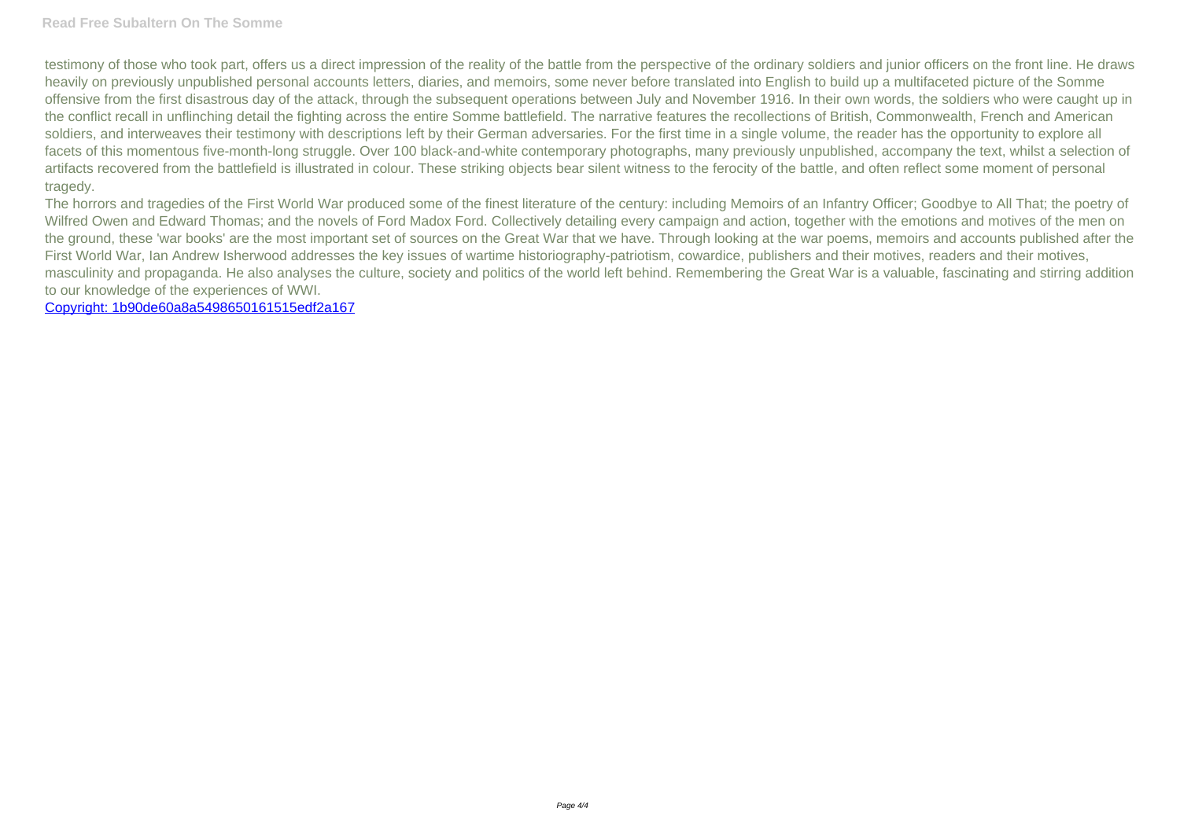testimony of those who took part, offers us a direct impression of the reality of the battle from the perspective of the ordinary soldiers and junior officers on the front line. He draws heavily on previously unpublished personal accounts letters, diaries, and memoirs, some never before translated into English to build up a multifaceted picture of the Somme offensive from the first disastrous day of the attack, through the subsequent operations between July and November 1916. In their own words, the soldiers who were caught up in the conflict recall in unflinching detail the fighting across the entire Somme battlefield. The narrative features the recollections of British, Commonwealth, French and American soldiers, and interweaves their testimony with descriptions left by their German adversaries. For the first time in a single volume, the reader has the opportunity to explore all facets of this momentous five-month-long struggle. Over 100 black-and-white contemporary photographs, many previously unpublished, accompany the text, whilst a selection of artifacts recovered from the battlefield is illustrated in colour. These striking objects bear silent witness to the ferocity of the battle, and often reflect some moment of personal tragedy.

The horrors and tragedies of the First World War produced some of the finest literature of the century: including Memoirs of an Infantry Officer; Goodbye to All That; the poetry of Wilfred Owen and Edward Thomas; and the novels of Ford Madox Ford. Collectively detailing every campaign and action, together with the emotions and motives of the men on the ground, these 'war books' are the most important set of sources on the Great War that we have. Through looking at the war poems, memoirs and accounts published after the First World War, Ian Andrew Isherwood addresses the key issues of wartime historiography-patriotism, cowardice, publishers and their motives, readers and their motives, masculinity and propaganda. He also analyses the culture, society and politics of the world left behind. Remembering the Great War is a valuable, fascinating and stirring addition to our knowledge of the experiences of WWI.

Copyright: 1b90de60a8a5498650161515edf2a167